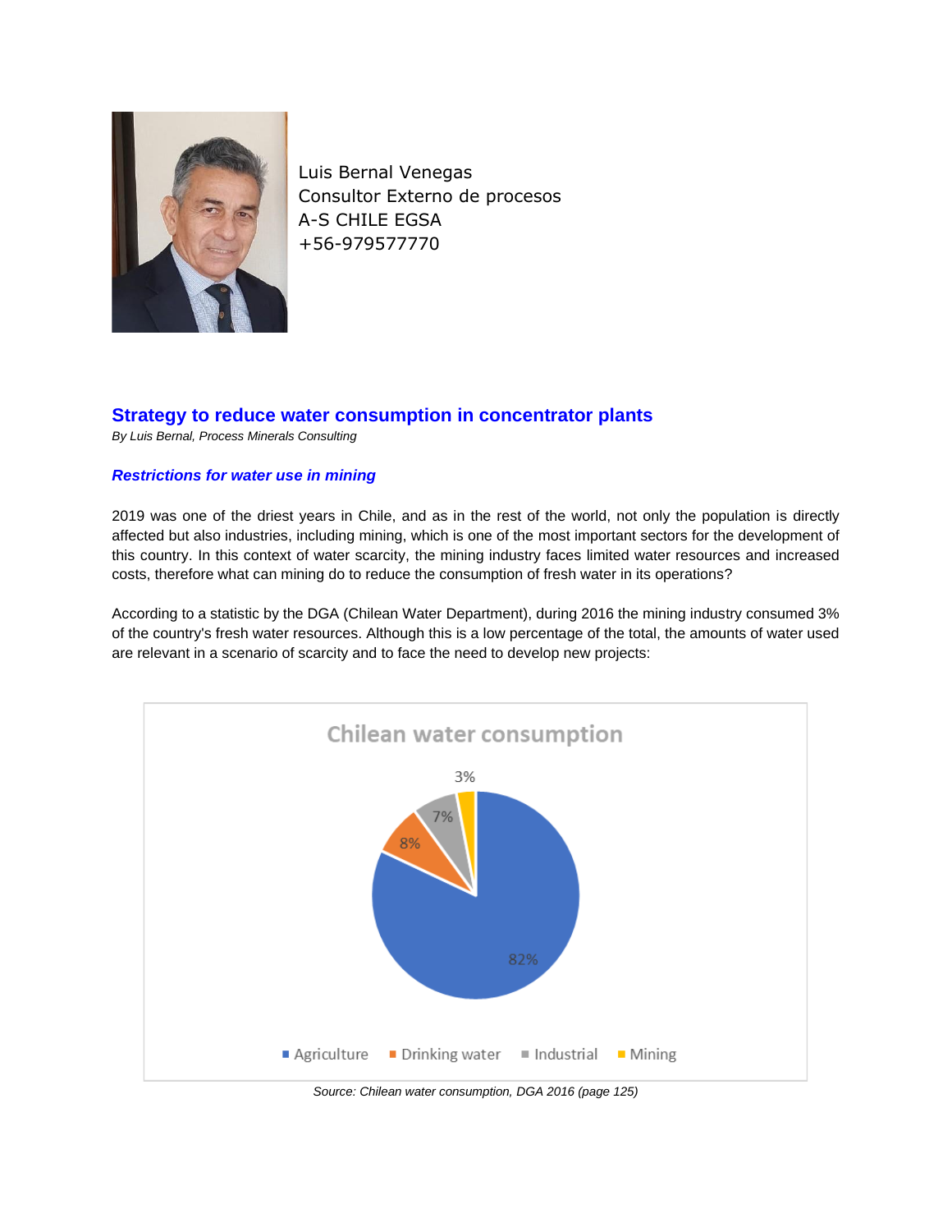Luis Bernal Venegas
Consultor Externo de procesos
A-S CHILE EGSA
+56-979577770

## Strategy to reduce water consumption in concentrator plants

*By Luis Bernal, Process Minerals Consulting*

### *Restrictions for water use in mining*

2019 was one of the driest years in Chile, and as in the rest of the world, not only the population is directly affected but also industries, including mining, which is one of the most important sectors for the development of this country. In this context of water scarcity, the mining industry faces limited water resources and increased costs, therefore what can mining do to reduce the consumption of fresh water in its operations?

According to a statistic by the DGA (Chilean Water Department), during 2016 the mining industry consumed 3% of the country's fresh water resources. Although this is a low percentage of the total, the amounts of water used are relevant in a scenario of scarcity and to face the need to develop new projects:

**Chilean water consumption**

| Use | Share |
|---|---|
| Agriculture | 82% |
| Drinking water | 8% |
| Industrial | 7% |
| Mining | 3% |

*Source: Chilean water consumption, DGA 2016 (page 125)*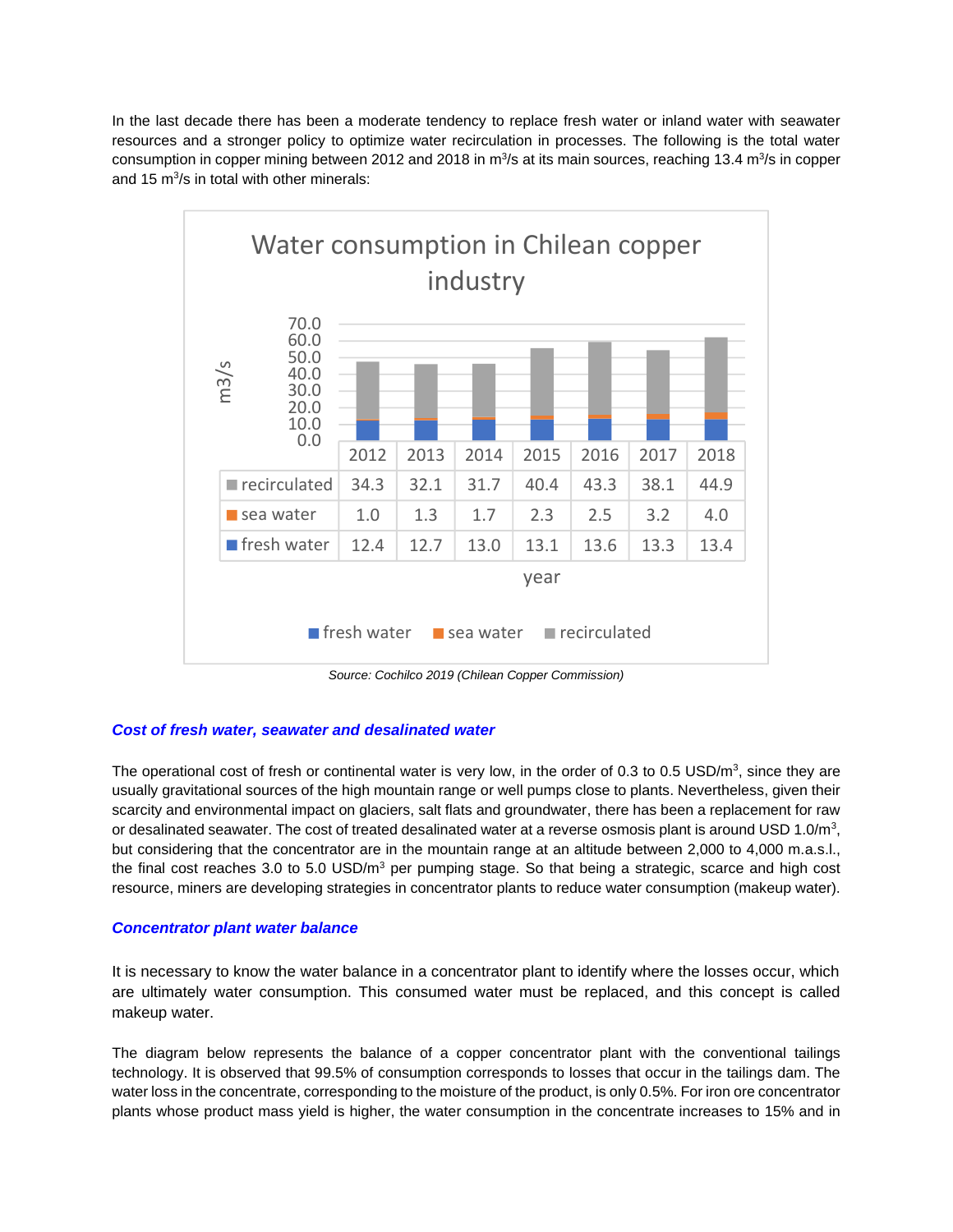In the last decade there has been a moderate tendency to replace fresh water or inland water with seawater resources and a stronger policy to optimize water recirculation in processes. The following is the total water consumption in copper mining between 2012 and 2018 in m$^3$/s at its main sources, reaching 13.4 m$^3$/s in copper and 15 m$^3$/s in total with other minerals:

**Water consumption in Chilean copper industry** (m3/s)

| | 2012 | 2013 | 2014 | 2015 | 2016 | 2017 | 2018 |
|---|---|---|---|---|---|---|---|
| recirculated | 34.3 | 32.1 | 31.7 | 40.4 | 43.3 | 38.1 | 44.9 |
| sea water | 1.0 | 1.3 | 1.7 | 2.3 | 2.5 | 3.2 | 4.0 |
| fresh water | 12.4 | 12.7 | 13.0 | 13.1 | 13.6 | 13.3 | 13.4 |

*Source: Cochilco 2019 (Chilean Copper Commission)*

### *Cost of fresh water, seawater and desalinated water*

The operational cost of fresh or continental water is very low, in the order of 0.3 to 0.5 USD/m$^3$, since they are usually gravitational sources of the high mountain range or well pumps close to plants. Nevertheless, given their scarcity and environmental impact on glaciers, salt flats and groundwater, there has been a replacement for raw or desalinated seawater. The cost of treated desalinated water at a reverse osmosis plant is around USD 1.0/m$^3$, but considering that the concentrator are in the mountain range at an altitude between 2,000 to 4,000 m.a.s.l., the final cost reaches 3.0 to 5.0 USD/m$^3$ per pumping stage. So that being a strategic, scarce and high cost resource, miners are developing strategies in concentrator plants to reduce water consumption (makeup water).

### *Concentrator plant water balance*

It is necessary to know the water balance in a concentrator plant to identify where the losses occur, which are ultimately water consumption. This consumed water must be replaced, and this concept is called makeup water.

The diagram below represents the balance of a copper concentrator plant with the conventional tailings technology. It is observed that 99.5% of consumption corresponds to losses that occur in the tailings dam. The water loss in the concentrate, corresponding to the moisture of the product, is only 0.5%. For iron ore concentrator plants whose product mass yield is higher, the water consumption in the concentrate increases to 15% and in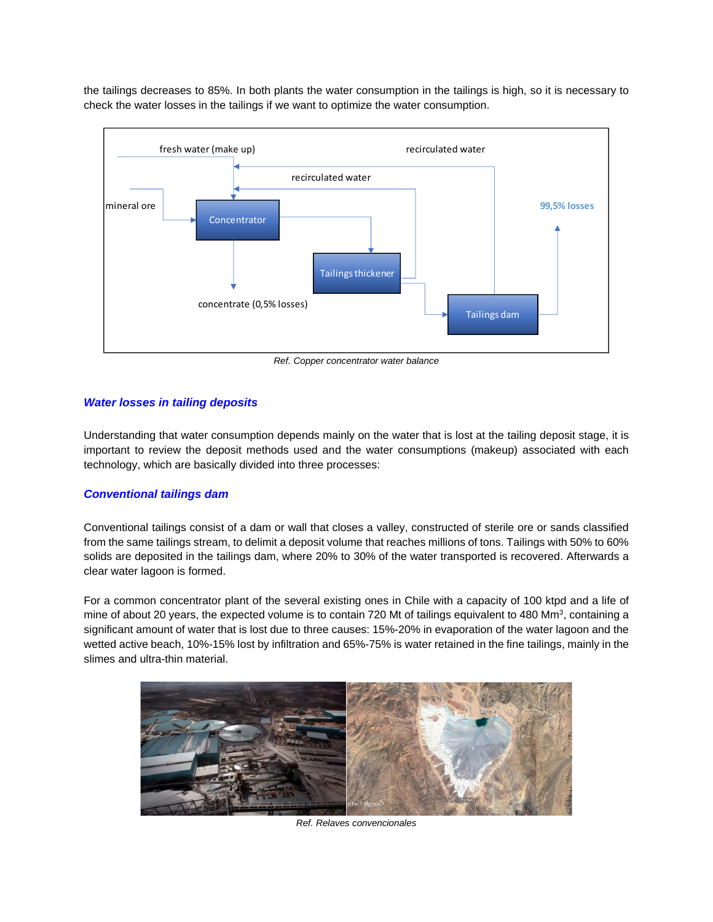the tailings decreases to 85%. In both plants the water consumption in the tailings is high, so it is necessary to check the water losses in the tailings if we want to optimize the water consumption.

*Ref. Copper concentrator water balance*

### *Water losses in tailing deposits*

Understanding that water consumption depends mainly on the water that is lost at the tailing deposit stage, it is important to review the deposit methods used and the water consumptions (makeup) associated with each technology, which are basically divided into three processes:

### *Conventional tailings dam*

Conventional tailings consist of a dam or wall that closes a valley, constructed of sterile ore or sands classified from the same tailings stream, to delimit a deposit volume that reaches millions of tons. Tailings with 50% to 60% solids are deposited in the tailings dam, where 20% to 30% of the water transported is recovered. Afterwards a clear water lagoon is formed.

For a common concentrator plant of the several existing ones in Chile with a capacity of 100 ktpd and a life of mine of about 20 years, the expected volume is to contain 720 Mt of tailings equivalent to 480 $Mm^3$, containing a significant amount of water that is lost due to three causes: 15%-20% in evaporation of the water lagoon and the wetted active beach, 10%-15% lost by infiltration and 65%-75% is water retained in the fine tailings, mainly in the slimes and ultra-thin material.

*Ref. Relaves convencionales*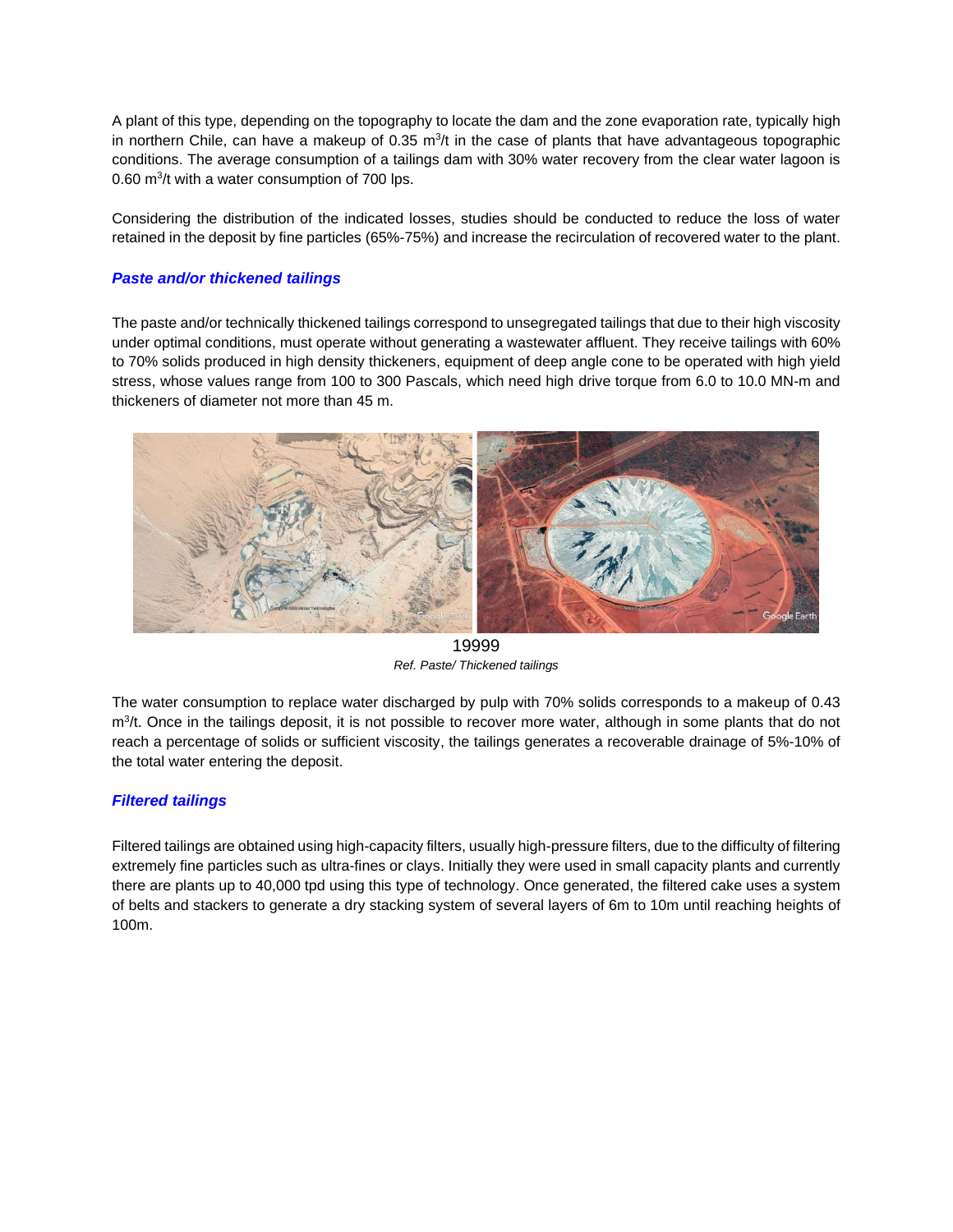A plant of this type, depending on the topography to locate the dam and the zone evaporation rate, typically high in northern Chile, can have a makeup of 0.35 $m^3$/t in the case of plants that have advantageous topographic conditions. The average consumption of a tailings dam with 30% water recovery from the clear water lagoon is 0.60 $m^3$/t with a water consumption of 700 lps.

Considering the distribution of the indicated losses, studies should be conducted to reduce the loss of water retained in the deposit by fine particles (65%-75%) and increase the recirculation of recovered water to the plant.

### *Paste and/or thickened tailings*

The paste and/or technically thickened tailings correspond to unsegregated tailings that due to their high viscosity under optimal conditions, must operate without generating a wastewater affluent. They receive tailings with 60% to 70% solids produced in high density thickeners, equipment of deep angle cone to be operated with high yield stress, whose values range from 100 to 300 Pascals, which need high drive torque from 6.0 to 10.0 MN-m and thickeners of diameter not more than 45 m.

19999

*Ref. Paste/ Thickened tailings*

The water consumption to replace water discharged by pulp with 70% solids corresponds to a makeup of 0.43 $m^3$/t. Once in the tailings deposit, it is not possible to recover more water, although in some plants that do not reach a percentage of solids or sufficient viscosity, the tailings generates a recoverable drainage of 5%-10% of the total water entering the deposit.

### *Filtered tailings*

Filtered tailings are obtained using high-capacity filters, usually high-pressure filters, due to the difficulty of filtering extremely fine particles such as ultra-fines or clays. Initially they were used in small capacity plants and currently there are plants up to 40,000 tpd using this type of technology. Once generated, the filtered cake uses a system of belts and stackers to generate a dry stacking system of several layers of 6m to 10m until reaching heights of 100m.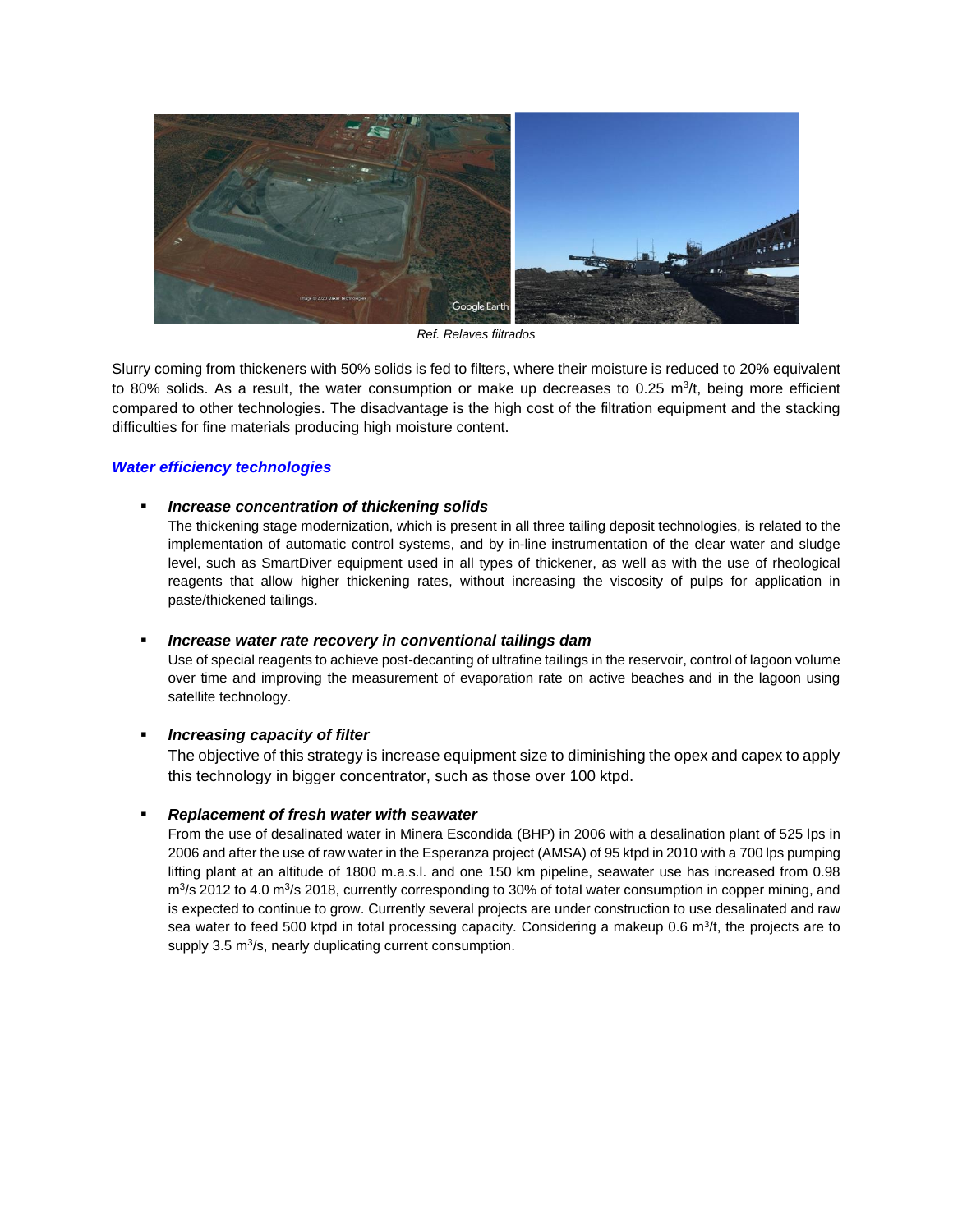*Ref. Relaves filtrados*

Slurry coming from thickeners with 50% solids is fed to filters, where their moisture is reduced to 20% equivalent to 80% solids. As a result, the water consumption or make up decreases to 0.25 $m^3/t$, being more efficient compared to other technologies. The disadvantage is the high cost of the filtration equipment and the stacking difficulties for fine materials producing high moisture content.

### *Water efficiency technologies*

- ***Increase concentration of thickening solids***
  The thickening stage modernization, which is present in all three tailing deposit technologies, is related to the implementation of automatic control systems, and by in-line instrumentation of the clear water and sludge level, such as SmartDiver equipment used in all types of thickener, as well as with the use of rheological reagents that allow higher thickening rates, without increasing the viscosity of pulps for application in paste/thickened tailings.

- ***Increase water rate recovery in conventional tailings dam***
  Use of special reagents to achieve post-decanting of ultrafine tailings in the reservoir, control of lagoon volume over time and improving the measurement of evaporation rate on active beaches and in the lagoon using satellite technology.

- ***Increasing capacity of filter***
  The objective of this strategy is increase equipment size to diminishing the opex and capex to apply this technology in bigger concentrator, such as those over 100 ktpd.

- ***Replacement of fresh water with seawater***
  From the use of desalinated water in Minera Escondida (BHP) in 2006 with a desalination plant of 525 lps in 2006 and after the use of raw water in the Esperanza project (AMSA) of 95 ktpd in 2010 with a 700 lps pumping lifting plant at an altitude of 1800 m.a.s.l. and one 150 km pipeline, seawater use has increased from 0.98 $m^3/s$ 2012 to 4.0 $m^3/s$ 2018, currently corresponding to 30% of total water consumption in copper mining, and is expected to continue to grow. Currently several projects are under construction to use desalinated and raw sea water to feed 500 ktpd in total processing capacity. Considering a makeup 0.6 $m^3/t$, the projects are to supply 3.5 $m^3/s$, nearly duplicating current consumption.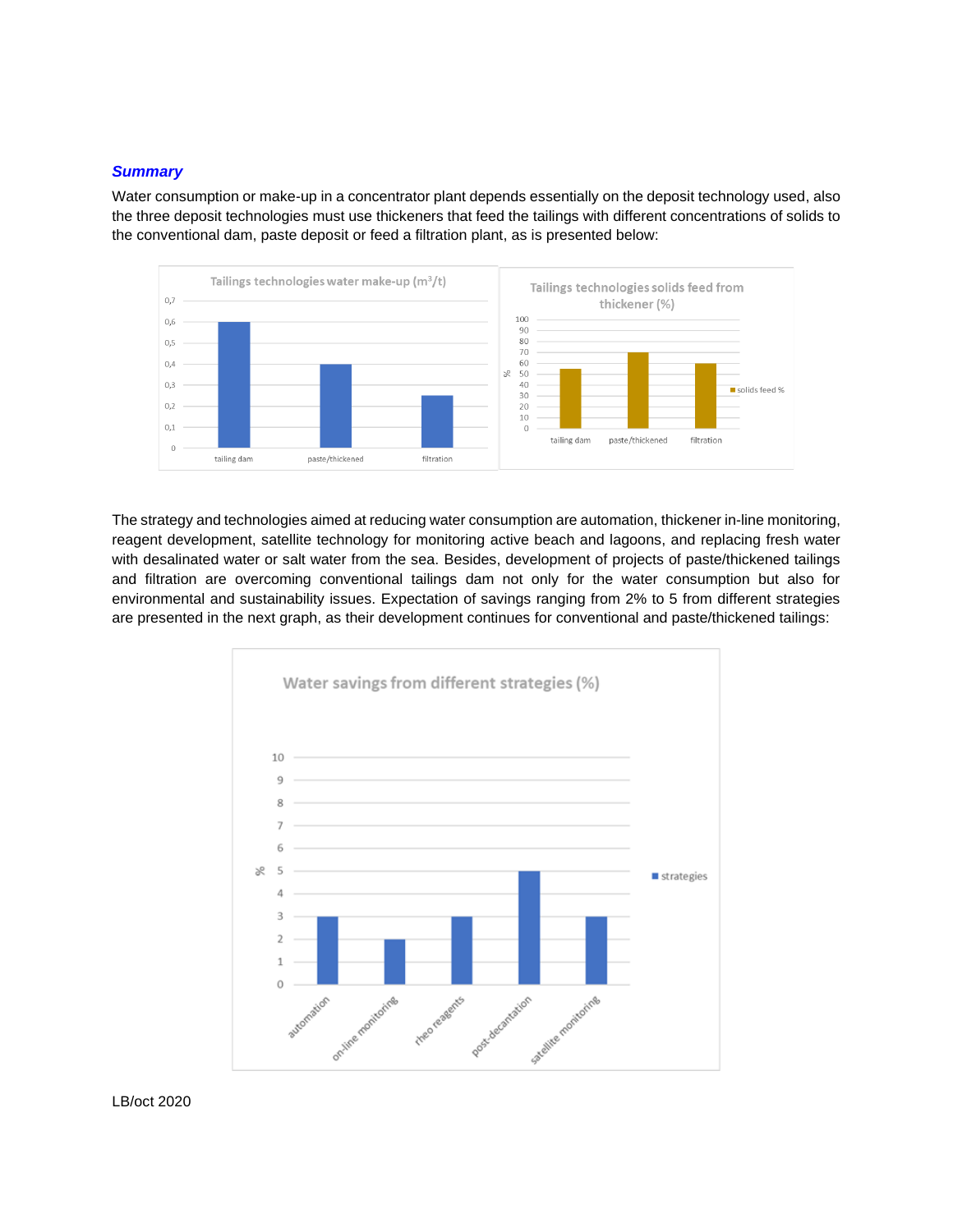***Summary***

Water consumption or make-up in a concentrator plant depends essentially on the deposit technology used, also the three deposit technologies must use thickeners that feed the tailings with different concentrations of solids to the conventional dam, paste deposit or feed a filtration plant, as is presented below:

Tailings technologies water make-up ($m^3/t$)

0,7
0,6
0,5
0,4
0,3
0,2
0,1
0

tailing dam
paste/thickened
filtration

Tailings technologies solids feed from thickener (%)

%

100
90
80
70
60
50
40
30
20
10
0

tailing dam
paste/thickened
filtration

solids feed %

The strategy and technologies aimed at reducing water consumption are automation, thickener in-line monitoring, reagent development, satellite technology for monitoring active beach and lagoons, and replacing fresh water with desalinated water or salt water from the sea. Besides, development of projects of paste/thickened tailings and filtration are overcoming conventional tailings dam not only for the water consumption but also for environmental and sustainability issues. Expectation of savings ranging from 2% to 5 from different strategies are presented in the next graph, as their development continues for conventional and paste/thickened tailings:

Water savings from different strategies (%)

%

10
9
8
7
6
5
4
3
2
1
0

automation
on-line monitoring
rheo reagents
post-decantation
satellite monitoring

strategies

LB/oct 2020